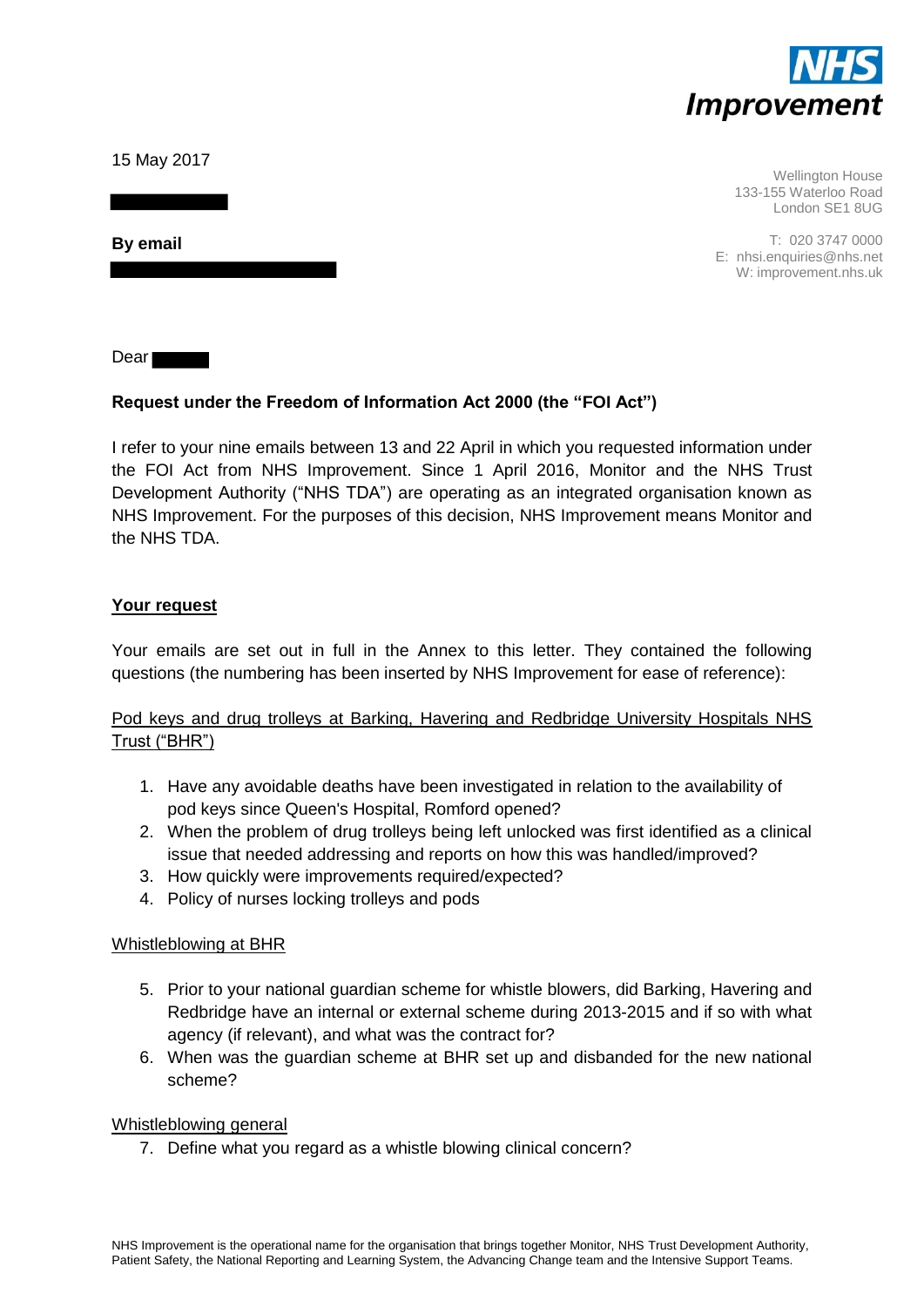NHS Improvement

15 May 2017

Wellington House
133-155 Waterloo Road
London SE1 8UG

T: 020 3747 0000
E: nhsi.enquiries@nhs.net
W: improvement.nhs.uk

**By email**

Dear

**Request under the Freedom of Information Act 2000 (the "FOI Act")**

I refer to your nine emails between 13 and 22 April in which you requested information under the FOI Act from NHS Improvement. Since 1 April 2016, Monitor and the NHS Trust Development Authority ("NHS TDA") are operating as an integrated organisation known as NHS Improvement. For the purposes of this decision, NHS Improvement means Monitor and the NHS TDA.

## Your request

Your emails are set out in full in the Annex to this letter. They contained the following questions (the numbering has been inserted by NHS Improvement for ease of reference):

Pod keys and drug trolleys at Barking, Havering and Redbridge University Hospitals NHS Trust ("BHR")

1. Have any avoidable deaths have been investigated in relation to the availability of pod keys since Queen's Hospital, Romford opened?
2. When the problem of drug trolleys being left unlocked was first identified as a clinical issue that needed addressing and reports on how this was handled/improved?
3. How quickly were improvements required/expected?
4. Policy of nurses locking trolleys and pods

Whistleblowing at BHR

5. Prior to your national guardian scheme for whistle blowers, did Barking, Havering and Redbridge have an internal or external scheme during 2013-2015 and if so with what agency (if relevant), and what was the contract for?
6. When was the guardian scheme at BHR set up and disbanded for the new national scheme?

Whistleblowing general

7. Define what you regard as a whistle blowing clinical concern?

NHS Improvement is the operational name for the organisation that brings together Monitor, NHS Trust Development Authority, Patient Safety, the National Reporting and Learning System, the Advancing Change team and the Intensive Support Teams.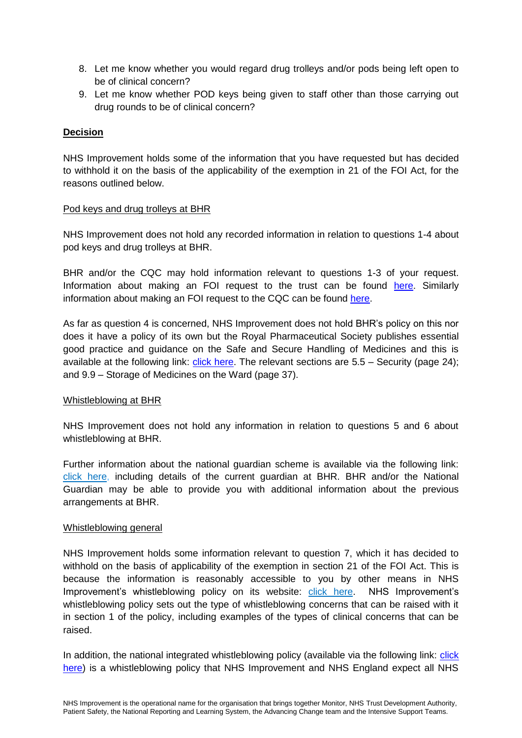8. Let me know whether you would regard drug trolleys and/or pods being left open to be of clinical concern?
9. Let me know whether POD keys being given to staff other than those carrying out drug rounds to be of clinical concern?

**Decision**

NHS Improvement holds some of the information that you have requested but has decided to withhold it on the basis of the applicability of the exemption in 21 of the FOI Act, for the reasons outlined below.

Pod keys and drug trolleys at BHR

NHS Improvement does not hold any recorded information in relation to questions 1-4 about pod keys and drug trolleys at BHR.

BHR and/or the CQC may hold information relevant to questions 1-3 of your request. Information about making an FOI request to the trust can be found here. Similarly information about making an FOI request to the CQC can be found here.

As far as question 4 is concerned, NHS Improvement does not hold BHR's policy on this nor does it have a policy of its own but the Royal Pharmaceutical Society publishes essential good practice and guidance on the Safe and Secure Handling of Medicines and this is available at the following link: click here. The relevant sections are 5.5 – Security (page 24); and 9.9 – Storage of Medicines on the Ward (page 37).

Whistleblowing at BHR

NHS Improvement does not hold any information in relation to questions 5 and 6 about whistleblowing at BHR.

Further information about the national guardian scheme is available via the following link: click here, including details of the current guardian at BHR. BHR and/or the National Guardian may be able to provide you with additional information about the previous arrangements at BHR.

Whistleblowing general

NHS Improvement holds some information relevant to question 7, which it has decided to withhold on the basis of applicability of the exemption in section 21 of the FOI Act. This is because the information is reasonably accessible to you by other means in NHS Improvement's whistleblowing policy on its website: click here. NHS Improvement's whistleblowing policy sets out the type of whistleblowing concerns that can be raised with it in section 1 of the policy, including examples of the types of clinical concerns that can be raised.

In addition, the national integrated whistleblowing policy (available via the following link: click here) is a whistleblowing policy that NHS Improvement and NHS England expect all NHS

NHS Improvement is the operational name for the organisation that brings together Monitor, NHS Trust Development Authority, Patient Safety, the National Reporting and Learning System, the Advancing Change team and the Intensive Support Teams.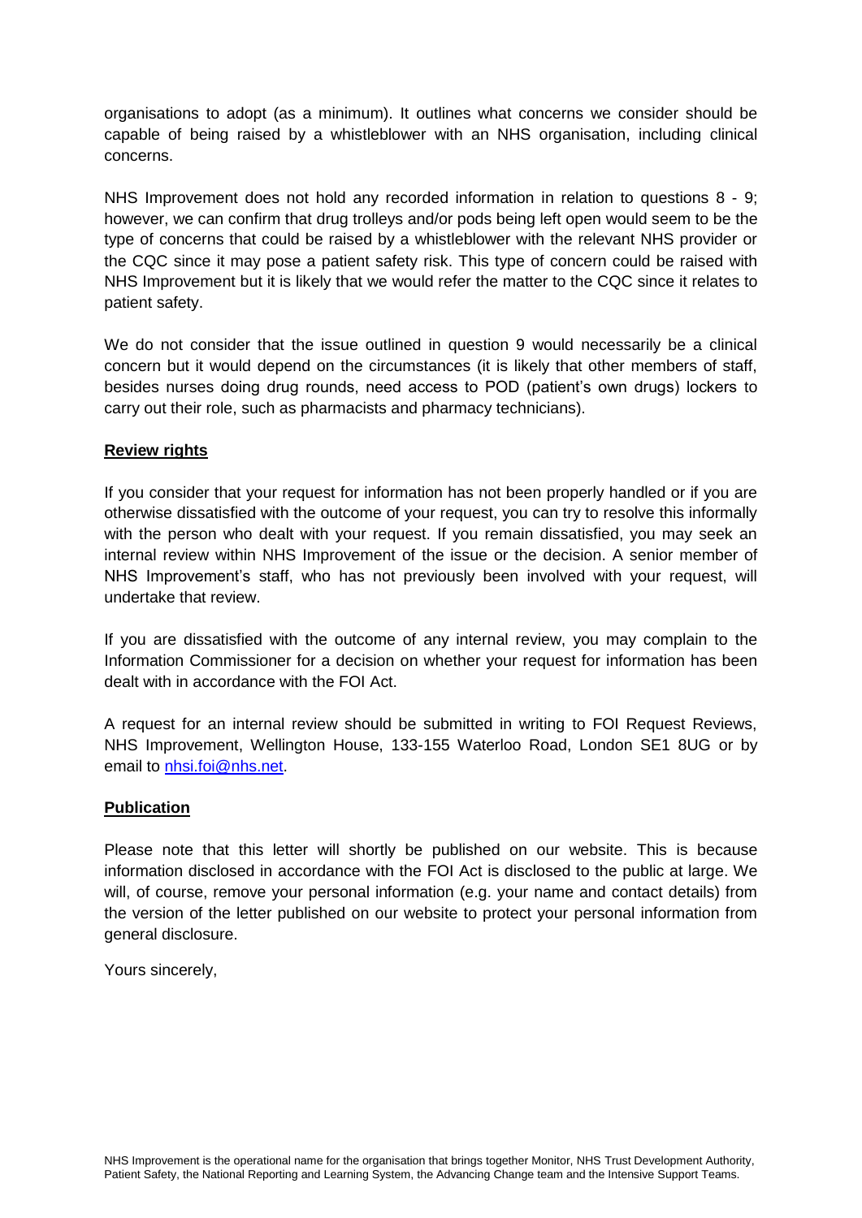organisations to adopt (as a minimum). It outlines what concerns we consider should be capable of being raised by a whistleblower with an NHS organisation, including clinical concerns.

NHS Improvement does not hold any recorded information in relation to questions 8 - 9; however, we can confirm that drug trolleys and/or pods being left open would seem to be the type of concerns that could be raised by a whistleblower with the relevant NHS provider or the CQC since it may pose a patient safety risk. This type of concern could be raised with NHS Improvement but it is likely that we would refer the matter to the CQC since it relates to patient safety.

We do not consider that the issue outlined in question 9 would necessarily be a clinical concern but it would depend on the circumstances (it is likely that other members of staff, besides nurses doing drug rounds, need access to POD (patient's own drugs) lockers to carry out their role, such as pharmacists and pharmacy technicians).

**Review rights**

If you consider that your request for information has not been properly handled or if you are otherwise dissatisfied with the outcome of your request, you can try to resolve this informally with the person who dealt with your request. If you remain dissatisfied, you may seek an internal review within NHS Improvement of the issue or the decision. A senior member of NHS Improvement's staff, who has not previously been involved with your request, will undertake that review.

If you are dissatisfied with the outcome of any internal review, you may complain to the Information Commissioner for a decision on whether your request for information has been dealt with in accordance with the FOI Act.

A request for an internal review should be submitted in writing to FOI Request Reviews, NHS Improvement, Wellington House, 133-155 Waterloo Road, London SE1 8UG or by email to nhsi.foi@nhs.net.

**Publication**

Please note that this letter will shortly be published on our website. This is because information disclosed in accordance with the FOI Act is disclosed to the public at large. We will, of course, remove your personal information (e.g. your name and contact details) from the version of the letter published on our website to protect your personal information from general disclosure.

Yours sincerely,

NHS Improvement is the operational name for the organisation that brings together Monitor, NHS Trust Development Authority, Patient Safety, the National Reporting and Learning System, the Advancing Change team and the Intensive Support Teams.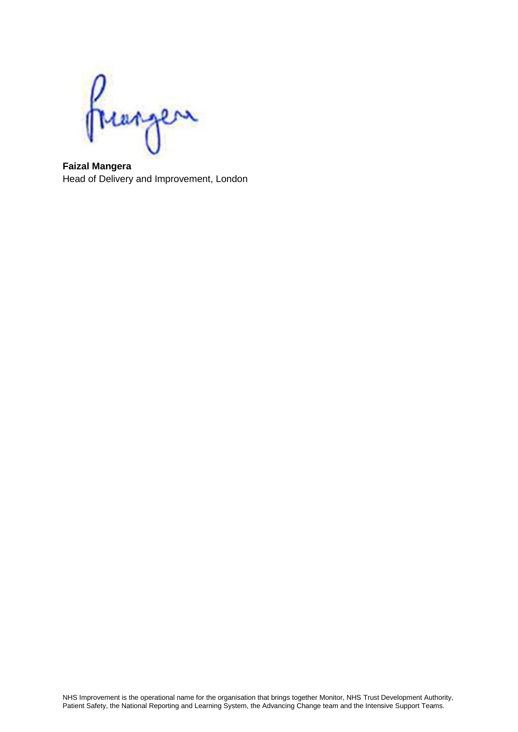**Faizal Mangera**
Head of Delivery and Improvement, London

NHS Improvement is the operational name for the organisation that brings together Monitor, NHS Trust Development Authority, Patient Safety, the National Reporting and Learning System, the Advancing Change team and the Intensive Support Teams.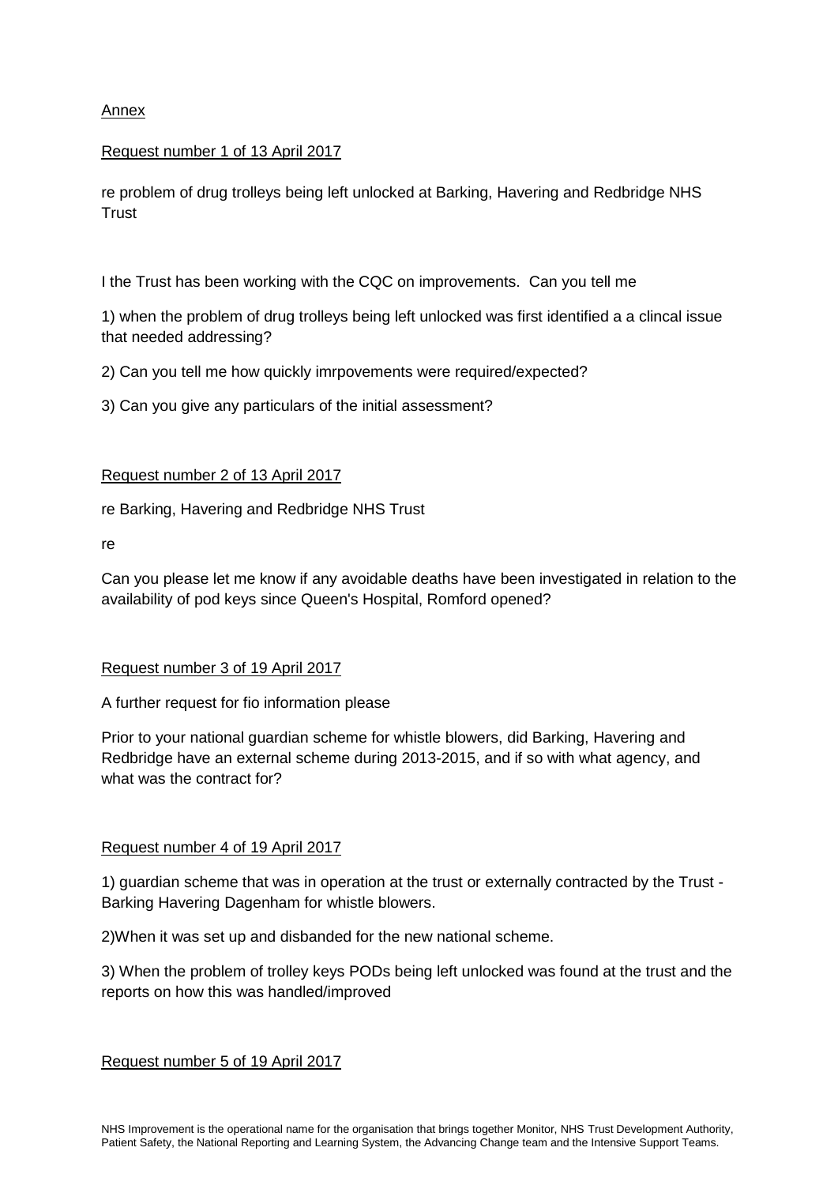Annex

Request number 1 of 13 April 2017

re problem of drug trolleys being left unlocked at Barking, Havering and Redbridge NHS Trust

I the Trust has been working with the CQC on improvements. Can you tell me

1) when the problem of drug trolleys being left unlocked was first identified a a clincal issue that needed addressing?

2) Can you tell me how quickly imrpovements were required/expected?

3) Can you give any particulars of the initial assessment?

Request number 2 of 13 April 2017

re Barking, Havering and Redbridge NHS Trust

re

Can you please let me know if any avoidable deaths have been investigated in relation to the availability of pod keys since Queen's Hospital, Romford opened?

Request number 3 of 19 April 2017

A further request for fio information please

Prior to your national guardian scheme for whistle blowers, did Barking, Havering and Redbridge have an external scheme during 2013-2015, and if so with what agency, and what was the contract for?

Request number 4 of 19 April 2017

1) guardian scheme that was in operation at the trust or externally contracted by the Trust - Barking Havering Dagenham for whistle blowers.

2)When it was set up and disbanded for the new national scheme.

3) When the problem of trolley keys PODs being left unlocked was found at the trust and the reports on how this was handled/improved

Request number 5 of 19 April 2017

NHS Improvement is the operational name for the organisation that brings together Monitor, NHS Trust Development Authority, Patient Safety, the National Reporting and Learning System, the Advancing Change team and the Intensive Support Teams.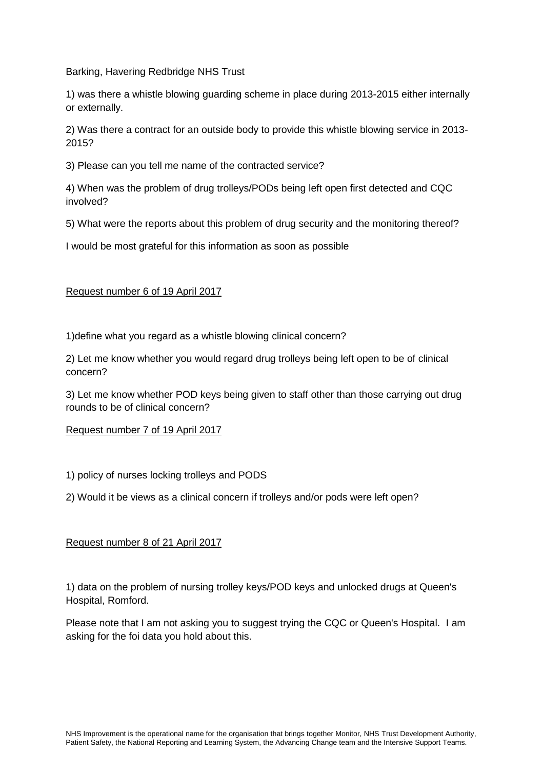Barking, Havering Redbridge NHS Trust

1) was there a whistle blowing guarding scheme in place during 2013-2015 either internally or externally.

2) Was there a contract for an outside body to provide this whistle blowing service in 2013-2015?

3) Please can you tell me name of the contracted service?

4) When was the problem of drug trolleys/PODs being left open first detected and CQC involved?

5) What were the reports about this problem of drug security and the monitoring thereof?

I would be most grateful for this information as soon as possible

<u>Request number 6 of 19 April 2017</u>

1)define what you regard as a whistle blowing clinical concern?

2) Let me know whether you would regard drug trolleys being left open to be of clinical concern?

3) Let me know whether POD keys being given to staff other than those carrying out drug rounds to be of clinical concern?

<u>Request number 7 of 19 April 2017</u>

1) policy of nurses locking trolleys and PODS

2) Would it be views as a clinical concern if trolleys and/or pods were left open?

<u>Request number 8 of 21 April 2017</u>

1) data on the problem of nursing trolley keys/POD keys and unlocked drugs at Queen's Hospital, Romford.

Please note that I am not asking you to suggest trying the CQC or Queen's Hospital. I am asking for the foi data you hold about this.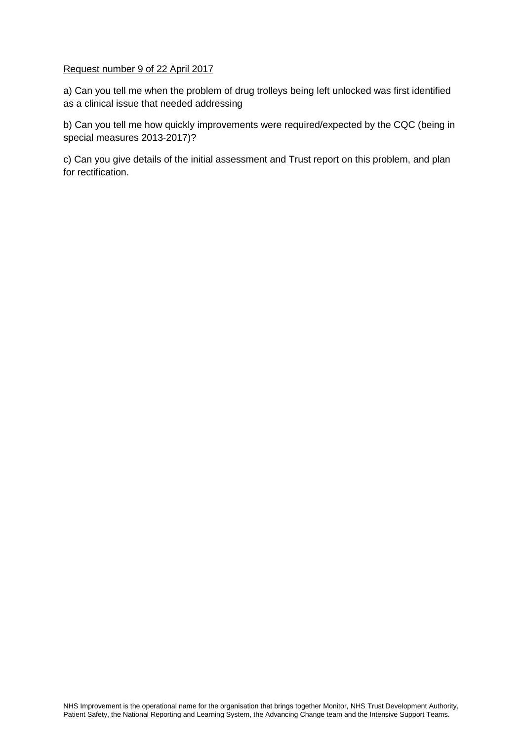Request number 9 of 22 April 2017

a) Can you tell me when the problem of drug trolleys being left unlocked was first identified as a clinical issue that needed addressing

b) Can you tell me how quickly improvements were required/expected by the CQC (being in special measures 2013-2017)?

c) Can you give details of the initial assessment and Trust report on this problem, and plan for rectification.